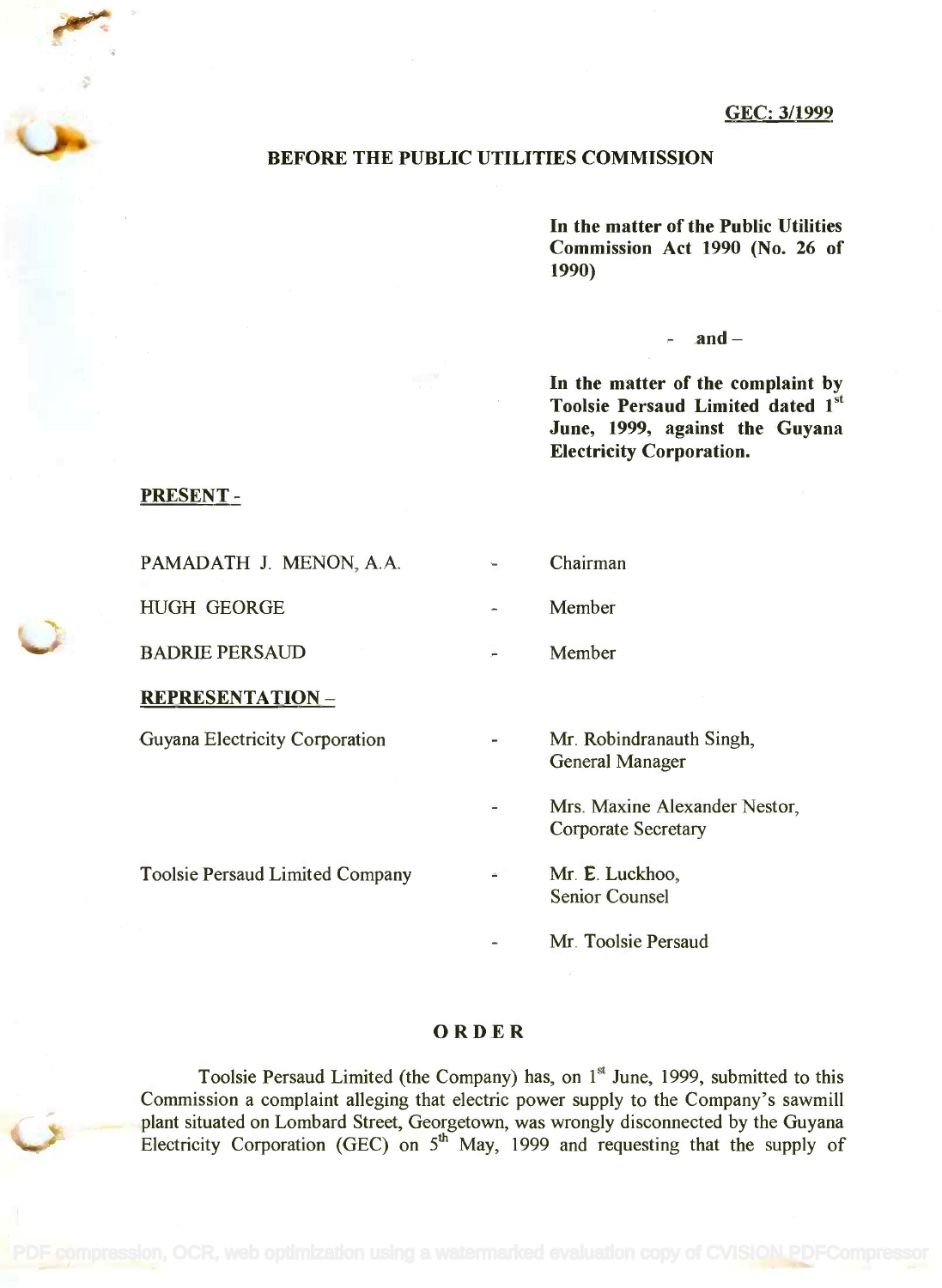GEC: 3/1999

## BEFORE THE PUBLIC UTILITIES COMMISSION

**In the matter of the Public Utilities Commission Act 1990 (No. 26 of 1990)**

**- and –**

**In the matter of the complaint by Toolsie Persaud Limited dated 1st June, 1999, against the Guyana Electricity Corporation.**

**PRESENT -**

| | | |
|---|---|---|
| PAMADATH J. MENON, A.A. | - | Chairman |
| HUGH GEORGE | - | Member |
| BADRIE PERSAUD | - | Member |

**REPRESENTATION –**

| | | |
|---|---|---|
| Guyana Electricity Corporation | - | Mr. Robindranauth Singh, General Manager |
| | - | Mrs. Maxine Alexander Nestor, Corporate Secretary |
| Toolsie Persaud Limited Company | - | Mr. E. Luckhoo, Senior Counsel |
| | - | Mr. Toolsie Persaud |

## ORDER

Toolsie Persaud Limited (the Company) has, on 1st June, 1999, submitted to this Commission a complaint alleging that electric power supply to the Company's sawmill plant situated on Lombard Street, Georgetown, was wrongly disconnected by the Guyana Electricity Corporation (GEC) on 5th May, 1999 and requesting that the supply of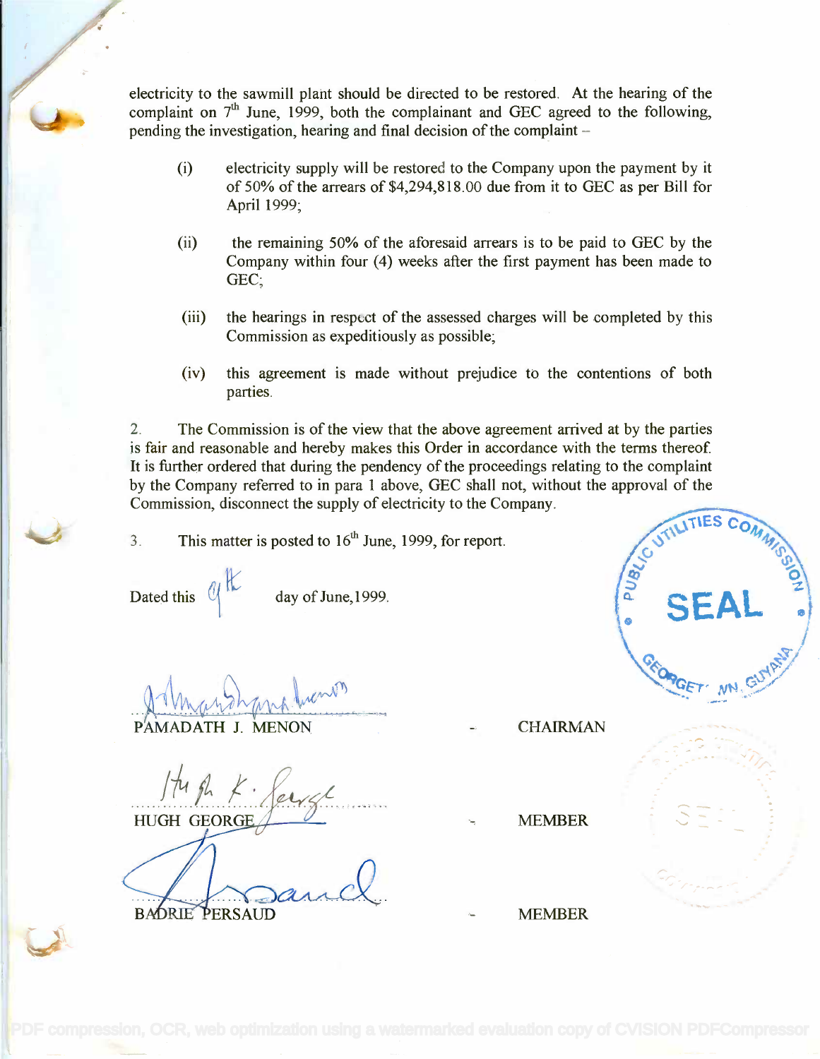electricity to the sawmill plant should be directed to be restored. At the hearing of the complaint on 7th June, 1999, both the complainant and GEC agreed to the following, pending the investigation, hearing and final decision of the complaint –

(i) electricity supply will be restored to the Company upon the payment by it of 50% of the arrears of $4,294,818.00 due from it to GEC as per Bill for April 1999;

(ii) the remaining 50% of the aforesaid arrears is to be paid to GEC by the Company within four (4) weeks after the first payment has been made to GEC;

(iii) the hearings in respect of the assessed charges will be completed by this Commission as expeditiously as possible;

(iv) this agreement is made without prejudice to the contentions of both parties.

2. The Commission is of the view that the above agreement arrived at by the parties is fair and reasonable and hereby makes this Order in accordance with the terms thereof. It is further ordered that during the pendency of the proceedings relating to the complaint by the Company referred to in para 1 above, GEC shall not, without the approval of the Commission, disconnect the supply of electricity to the Company.

3. This matter is posted to 16th June, 1999, for report.

Dated this 9th day of June, 1999.

PAMADATH J. MENON - CHAIRMAN

HUGH GEORGE - MEMBER

BADRIE PERSAUD - MEMBER

PUBLIC UTILITIES COMMISSION SEAL GEORGETOWN, GUYANA